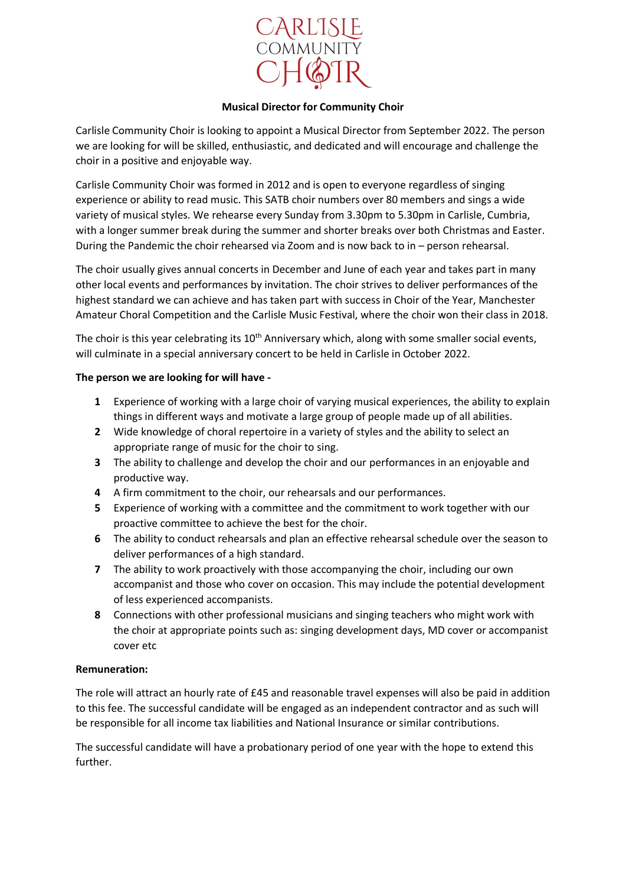CARLISLE COMMUNITY CHOIR

**Musical Director for Community Choir**

Carlisle Community Choir is looking to appoint a Musical Director from September 2022. The person we are looking for will be skilled, enthusiastic, and dedicated and will encourage and challenge the choir in a positive and enjoyable way.

Carlisle Community Choir was formed in 2012 and is open to everyone regardless of singing experience or ability to read music. This SATB choir numbers over 80 members and sings a wide variety of musical styles. We rehearse every Sunday from 3.30pm to 5.30pm in Carlisle, Cumbria, with a longer summer break during the summer and shorter breaks over both Christmas and Easter. During the Pandemic the choir rehearsed via Zoom and is now back to in – person rehearsal.

The choir usually gives annual concerts in December and June of each year and takes part in many other local events and performances by invitation. The choir strives to deliver performances of the highest standard we can achieve and has taken part with success in Choir of the Year, Manchester Amateur Choral Competition and the Carlisle Music Festival, where the choir won their class in 2018.

The choir is this year celebrating its 10th Anniversary which, along with some smaller social events, will culminate in a special anniversary concert to be held in Carlisle in October 2022.

**The person we are looking for will have -**

1. Experience of working with a large choir of varying musical experiences, the ability to explain things in different ways and motivate a large group of people made up of all abilities.
2. Wide knowledge of choral repertoire in a variety of styles and the ability to select an appropriate range of music for the choir to sing.
3. The ability to challenge and develop the choir and our performances in an enjoyable and productive way.
4. A firm commitment to the choir, our rehearsals and our performances.
5. Experience of working with a committee and the commitment to work together with our proactive committee to achieve the best for the choir.
6. The ability to conduct rehearsals and plan an effective rehearsal schedule over the season to deliver performances of a high standard.
7. The ability to work proactively with those accompanying the choir, including our own accompanist and those who cover on occasion. This may include the potential development of less experienced accompanists.
8. Connections with other professional musicians and singing teachers who might work with the choir at appropriate points such as: singing development days, MD cover or accompanist cover etc

**Remuneration:**

The role will attract an hourly rate of £45 and reasonable travel expenses will also be paid in addition to this fee. The successful candidate will be engaged as an independent contractor and as such will be responsible for all income tax liabilities and National Insurance or similar contributions.

The successful candidate will have a probationary period of one year with the hope to extend this further.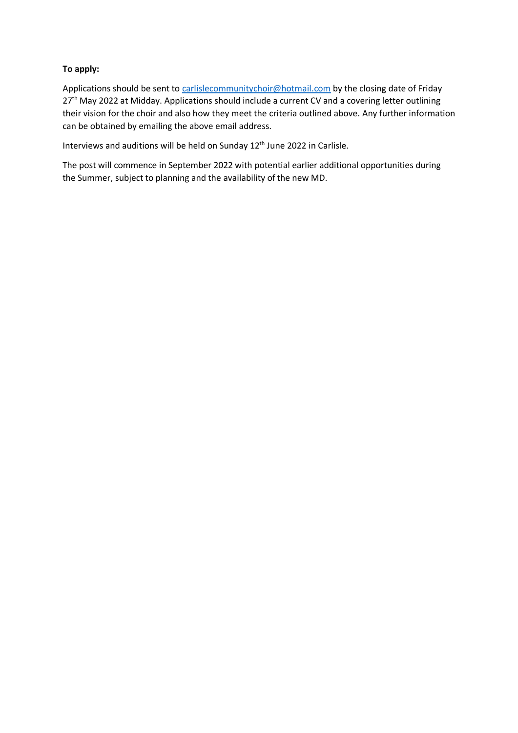**To apply:**

Applications should be sent to carlislecommunitychoir@hotmail.com by the closing date of Friday 27th May 2022 at Midday. Applications should include a current CV and a covering letter outlining their vision for the choir and also how they meet the criteria outlined above. Any further information can be obtained by emailing the above email address.

Interviews and auditions will be held on Sunday 12th June 2022 in Carlisle.

The post will commence in September 2022 with potential earlier additional opportunities during the Summer, subject to planning and the availability of the new MD.